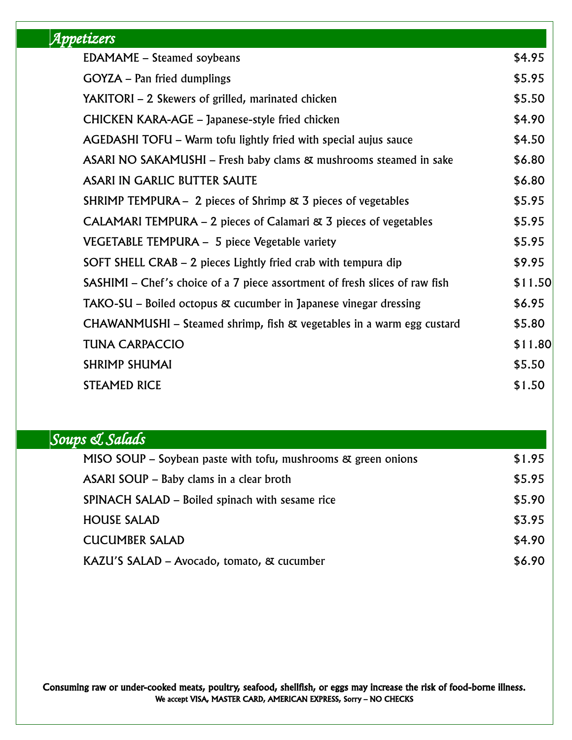## *Appetizers*

| | |
|---|---|
| EDAMAME – Steamed soybeans | $4.95 |
| GOYZA – Pan fried dumplings | $5.95 |
| YAKITORI – 2 Skewers of grilled, marinated chicken | $5.50 |
| CHICKEN KARA-AGE – Japanese-style fried chicken | $4.90 |
| AGEDASHI TOFU – Warm tofu lightly fried with special aujus sauce | $4.50 |
| ASARI NO SAKAMUSHI – Fresh baby clams & mushrooms steamed in sake | $6.80 |
| ASARI IN GARLIC BUTTER SAUTE | $6.80 |
| SHRIMP TEMPURA – 2 pieces of Shrimp & 3 pieces of vegetables | $5.95 |
| CALAMARI TEMPURA – 2 pieces of Calamari & 3 pieces of vegetables | $5.95 |
| VEGETABLE TEMPURA – 5 piece Vegetable variety | $5.95 |
| SOFT SHELL CRAB – 2 pieces Lightly fried crab with tempura dip | $9.95 |
| SASHIMI – Chef's choice of a 7 piece assortment of fresh slices of raw fish | $11.50 |
| TAKO-SU – Boiled octopus & cucumber in Japanese vinegar dressing | $6.95 |
| CHAWANMUSHI – Steamed shrimp, fish & vegetables in a warm egg custard | $5.80 |
| TUNA CARPACCIO | $11.80 |
| SHRIMP SHUMAI | $5.50 |
| STEAMED RICE | $1.50 |

## *Soups & Salads*

| | |
|---|---|
| MISO SOUP – Soybean paste with tofu, mushrooms & green onions | $1.95 |
| ASARI SOUP – Baby clams in a clear broth | $5.95 |
| SPINACH SALAD – Boiled spinach with sesame rice | $5.90 |
| HOUSE SALAD | $3.95 |
| CUCUMBER SALAD | $4.90 |
| KAZU'S SALAD – Avocado, tomato, & cucumber | $6.90 |

**Consuming raw or under-cooked meats, poultry, seafood, shellfish, or eggs may increase the risk of food-borne illness.**

We accept VISA, MASTER CARD, AMERICAN EXPRESS, Sorry – NO CHECKS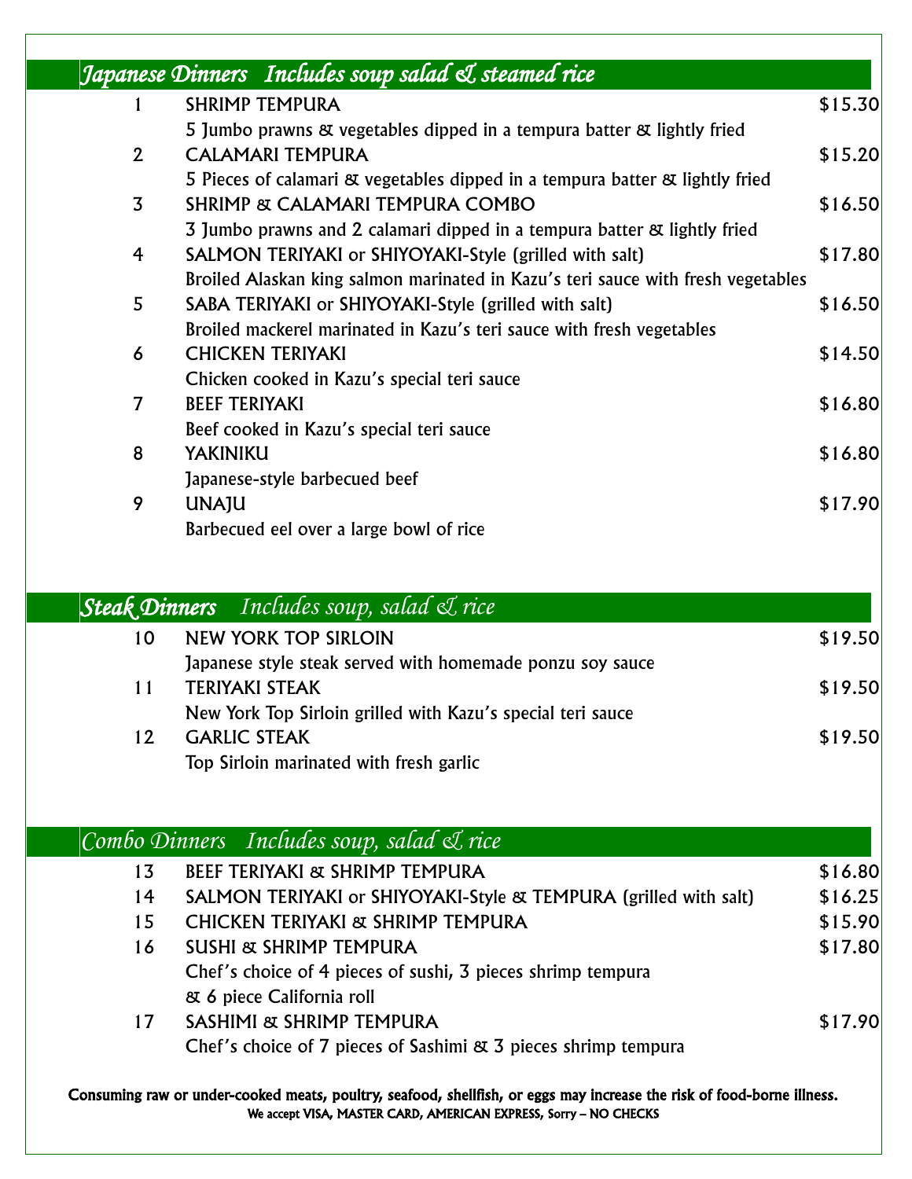## *Japanese Dinners Includes soup salad & steamed rice*

| | | |
|---|---|---|
| 1 | SHRIMP TEMPURA<br>5 Jumbo prawns & vegetables dipped in a tempura batter & lightly fried | $15.30 |
| 2 | CALAMARI TEMPURA<br>5 Pieces of calamari & vegetables dipped in a tempura batter & lightly fried | $15.20 |
| 3 | SHRIMP & CALAMARI TEMPURA COMBO<br>3 Jumbo prawns and 2 calamari dipped in a tempura batter & lightly fried | $16.50 |
| 4 | SALMON TERIYAKI or SHIYOYAKI-Style (grilled with salt)<br>Broiled Alaskan king salmon marinated in Kazu's teri sauce with fresh vegetables | $17.80 |
| 5 | SABA TERIYAKI or SHIYOYAKI-Style (grilled with salt)<br>Broiled mackerel marinated in Kazu's teri sauce with fresh vegetables | $16.50 |
| 6 | CHICKEN TERIYAKI<br>Chicken cooked in Kazu's special teri sauce | $14.50 |
| 7 | BEEF TERIYAKI<br>Beef cooked in Kazu's special teri sauce | $16.80 |
| 8 | YAKINIKU<br>Japanese-style barbecued beef | $16.80 |
| 9 | UNAJU<br>Barbecued eel over a large bowl of rice | $17.90 |

## ***Steak Dinners*** *Includes soup, salad & rice*

| | | |
|---|---|---|
| 10 | NEW YORK TOP SIRLOIN<br>Japanese style steak served with homemade ponzu soy sauce | $19.50 |
| 11 | TERIYAKI STEAK<br>New York Top Sirloin grilled with Kazu's special teri sauce | $19.50 |
| 12 | GARLIC STEAK<br>Top Sirloin marinated with fresh garlic | $19.50 |

## *Combo Dinners Includes soup, salad & rice*

| | | |
|---|---|---|
| 13 | BEEF TERIYAKI & SHRIMP TEMPURA | $16.80 |
| 14 | SALMON TERIYAKI or SHIYOYAKI-Style & TEMPURA (grilled with salt) | $16.25 |
| 15 | CHICKEN TERIYAKI & SHRIMP TEMPURA | $15.90 |
| 16 | SUSHI & SHRIMP TEMPURA<br>Chef's choice of 4 pieces of sushi, 3 pieces shrimp tempura & 6 piece California roll | $17.80 |
| 17 | SASHIMI & SHRIMP TEMPURA<br>Chef's choice of 7 pieces of Sashimi & 3 pieces shrimp tempura | $17.90 |

**Consuming raw or under-cooked meats, poultry, seafood, shellfish, or eggs may increase the risk of food-borne illness.**

We accept VISA, MASTER CARD, AMERICAN EXPRESS, Sorry – NO CHECKS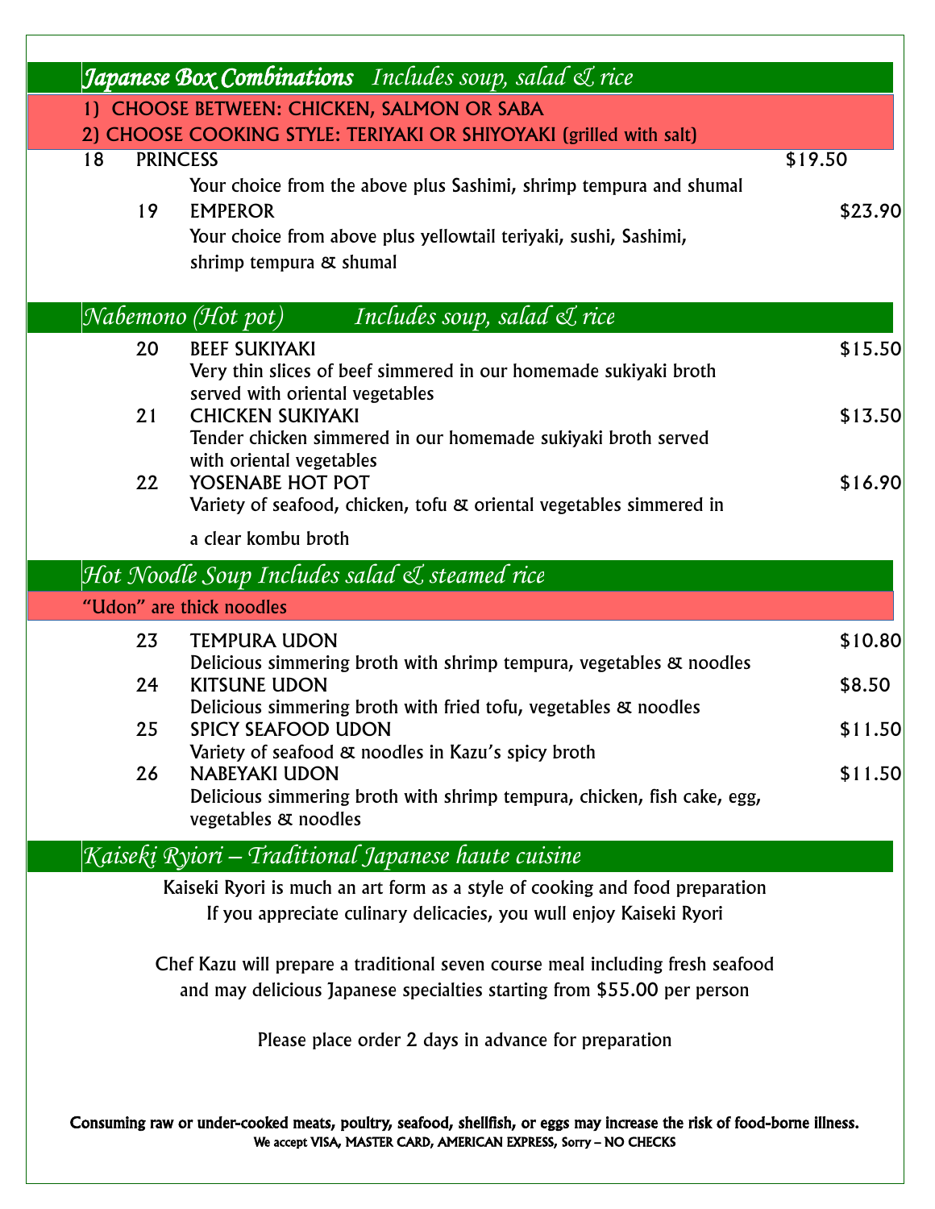## *Japanese Box Combinations* *Includes soup, salad & rice*

1) CHOOSE BETWEEN: CHICKEN, SALMON OR SABA
2) CHOOSE COOKING STYLE: TERIYAKI OR SHIYOYAKI (grilled with salt)

18 PRINCESS $19.50
Your choice from the above plus Sashimi, shrimp tempura and shumal

19 EMPEROR $23.90
Your choice from above plus yellowtail teriyaki, sushi, Sashimi, shrimp tempura & shumal

## *Nabemono (Hot pot)* *Includes soup, salad & rice*

20 BEEF SUKIYAKI $15.50
Very thin slices of beef simmered in our homemade sukiyaki broth served with oriental vegetables

21 CHICKEN SUKIYAKI $13.50
Tender chicken simmered in our homemade sukiyaki broth served with oriental vegetables

22 YOSENABE HOT POT $16.90
Variety of seafood, chicken, tofu & oriental vegetables simmered in a clear kombu broth

## *Hot Noodle Soup Includes salad & steamed rice*

"Udon" are thick noodles

23 TEMPURA UDON $10.80
Delicious simmering broth with shrimp tempura, vegetables & noodles

24 KITSUNE UDON $8.50
Delicious simmering broth with fried tofu, vegetables & noodles

25 SPICY SEAFOOD UDON $11.50
Variety of seafood & noodles in Kazu's spicy broth

26 NABEYAKI UDON $11.50
Delicious simmering broth with shrimp tempura, chicken, fish cake, egg, vegetables & noodles

## *Kaiseki Ryiori – Traditional Japanese haute cuisine*

Kaiseki Ryori is much an art form as a style of cooking and food preparation
If you appreciate culinary delicacies, you wull enjoy Kaiseki Ryori

Chef Kazu will prepare a traditional seven course meal including fresh seafood and may delicious Japanese specialties starting from $55.00 per person

Please place order 2 days in advance for preparation

**Consuming raw or under-cooked meats, poultry, seafood, shellfish, or eggs may increase the risk of food-borne illness.**
**We accept VISA, MASTER CARD, AMERICAN EXPRESS, Sorry – NO CHECKS**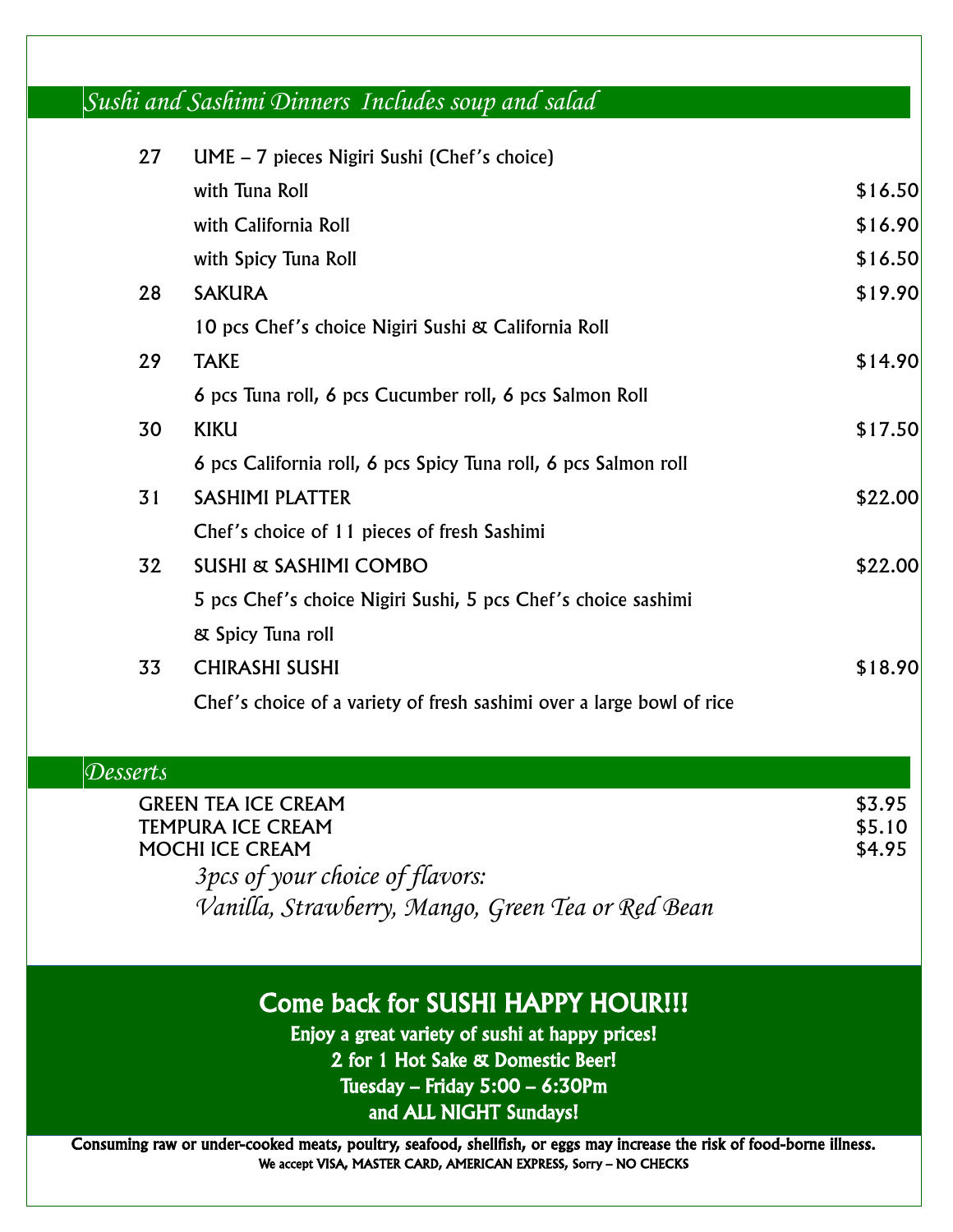## *Sushi and Sashimi Dinners Includes soup and salad*

| | | |
|---|---|---|
| 27 | UME – 7 pieces Nigiri Sushi (Chef's choice) | |
| | with Tuna Roll | $16.50 |
| | with California Roll | $16.90 |
| | with Spicy Tuna Roll | $16.50 |
| 28 | SAKURA | $19.90 |
| | 10 pcs Chef's choice Nigiri Sushi & California Roll | |
| 29 | TAKE | $14.90 |
| | 6 pcs Tuna roll, 6 pcs Cucumber roll, 6 pcs Salmon Roll | |
| 30 | KIKU | $17.50 |
| | 6 pcs California roll, 6 pcs Spicy Tuna roll, 6 pcs Salmon roll | |
| 31 | SASHIMI PLATTER | $22.00 |
| | Chef's choice of 11 pieces of fresh Sashimi | |
| 32 | SUSHI & SASHIMI COMBO | $22.00 |
| | 5 pcs Chef's choice Nigiri Sushi, 5 pcs Chef's choice sashimi & Spicy Tuna roll | |
| 33 | CHIRASHI SUSHI | $18.90 |
| | Chef's choice of a variety of fresh sashimi over a large bowl of rice | |

## *Desserts*

| | |
|---|---|
| GREEN TEA ICE CREAM | $3.95 |
| TEMPURA ICE CREAM | $5.10 |
| MOCHI ICE CREAM | $4.95 |

*3pcs of your choice of flavors:*
*Vanilla, Strawberry, Mango, Green Tea or Red Bean*

## Come back for SUSHI HAPPY HOUR!!!

**Enjoy a great variety of sushi at happy prices!**
**2 for 1 Hot Sake & Domestic Beer!**
**Tuesday – Friday 5:00 – 6:30Pm**
**and ALL NIGHT Sundays!**

**Consuming raw or under-cooked meats, poultry, seafood, shellfish, or eggs may increase the risk of food-borne illness.**
We accept VISA, MASTER CARD, AMERICAN EXPRESS, Sorry – NO CHECKS